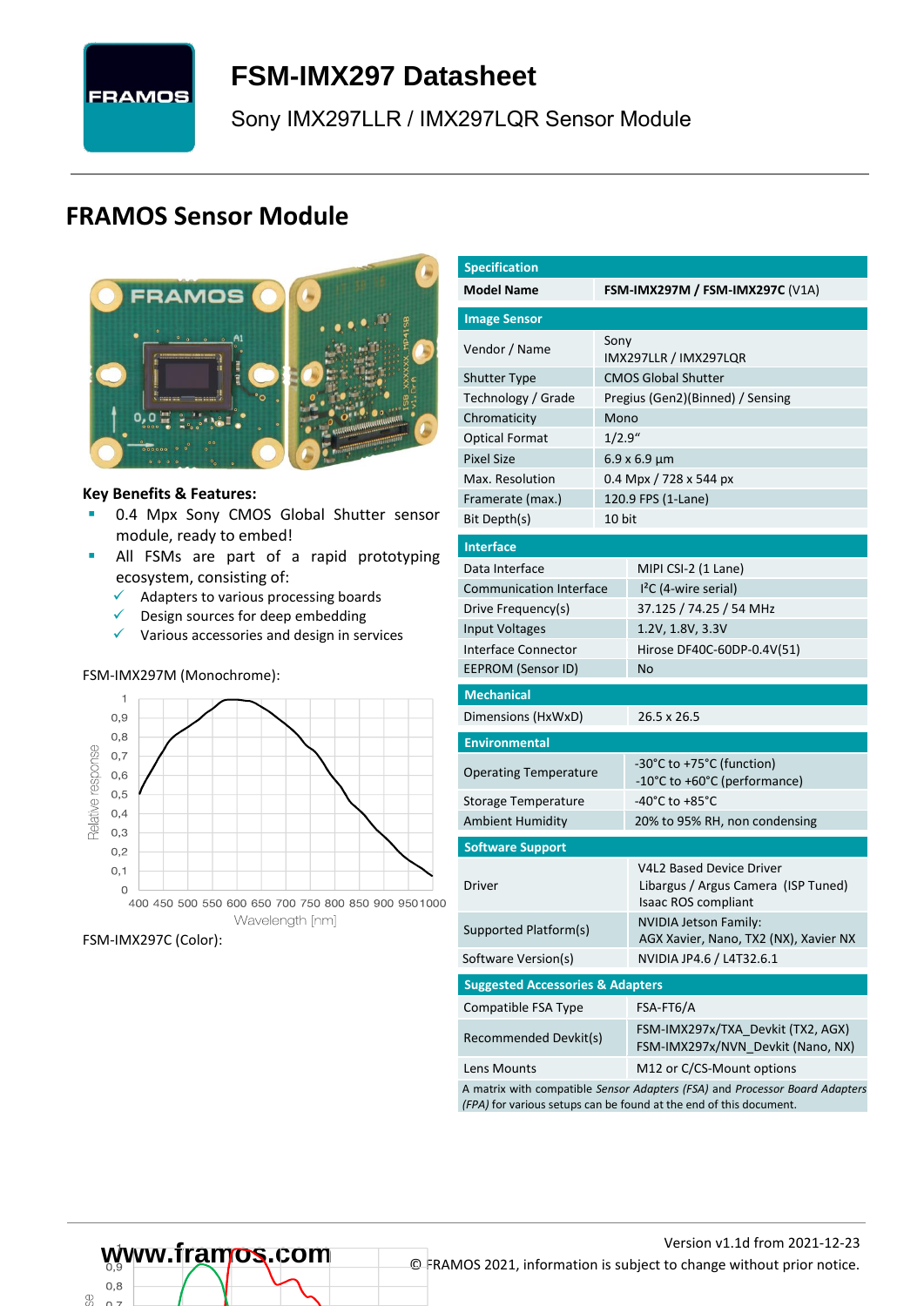# FSM-IMX297 Datasheet

Sony IMX297LLR / IMX297LQR Sensor Module

## FRAMOS Sensor Module

**Key Benefits & Features:**

- 0.4 Mpx Sony CMOS Global Shutter sensor module, ready to embed!
- All FSMs are part of a rapid prototyping ecosystem, consisting of:
  - ✓ Adapters to various processing boards
  - ✓ Design sources for deep embedding
  - ✓ Various accessories and design in services

FSM-IMX297M (Monochrome):

FSM-IMX297C (Color):

| Specification | |
|---|---|
| **Model Name** | **FSM-IMX297M / FSM-IMX297C** (V1A) |
| **Image Sensor** | |
| Vendor / Name | Sony IMX297LLR / IMX297LQR |
| Shutter Type | CMOS Global Shutter |
| Technology / Grade | Pregius (Gen2)(Binned) / Sensing |
| Chromaticity | Mono |
| Optical Format | 1/2.9“ |
| Pixel Size | 6.9 x 6.9 µm |
| Max. Resolution | 0.4 Mpx / 728 x 544 px |
| Framerate (max.) | 120.9 FPS (1-Lane) |
| Bit Depth(s) | 10 bit |
| **Interface** | |
| Data Interface | MIPI CSI-2 (1 Lane) |
| Communication Interface | I²C (4-wire serial) |
| Drive Frequency(s) | 37.125 / 74.25 / 54 MHz |
| Input Voltages | 1.2V, 1.8V, 3.3V |
| Interface Connector | Hirose DF40C-60DP-0.4V(51) |
| EEPROM (Sensor ID) | No |
| **Mechanical** | |
| Dimensions (HxWxD) | 26.5 x 26.5 |
| **Environmental** | |
| Operating Temperature | -30°C to +75°C (function)<br>-10°C to +60°C (performance) |
| Storage Temperature | -40°C to +85°C |
| Ambient Humidity | 20% to 95% RH, non condensing |
| **Software Support** | |
| Driver | V4L2 Based Device Driver<br>Libargus / Argus Camera (ISP Tuned)<br>Isaac ROS compliant |
| Supported Platform(s) | NVIDIA Jetson Family:<br>AGX Xavier, Nano, TX2 (NX), Xavier NX |
| Software Version(s) | NVIDIA JP4.6 / L4T32.6.1 |
| **Suggested Accessories & Adapters** | |
| Compatible FSA Type | FSA-FT6/A |
| Recommended Devkit(s) | FSM-IMX297x/TXA_Devkit (TX2, AGX)<br>FSM-IMX297x/NVN_Devkit (Nano, NX) |
| Lens Mounts | M12 or C/CS-Mount options |

A matrix with compatible *Sensor Adapters (FSA)* and *Processor Board Adapters (FPA)* for various setups can be found at the end of this document.

www.framos.com

Version v1.1d from 2021-12-23

© FRAMOS 2021, information is subject to change without prior notice.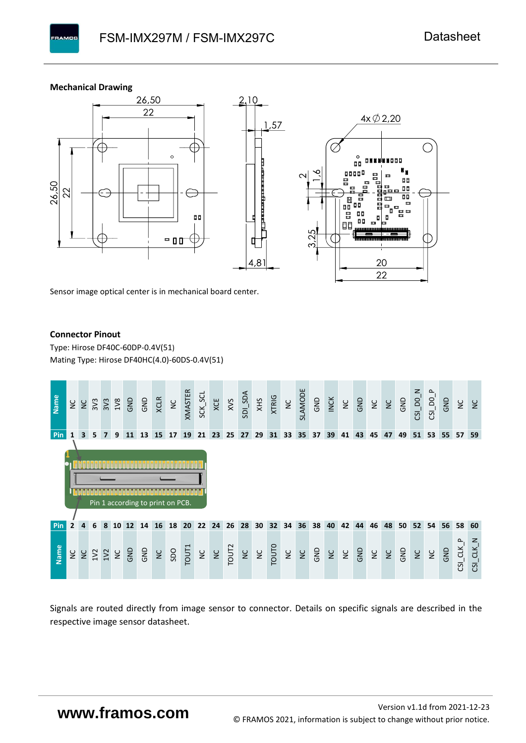### Mechanical Drawing

Sensor image optical center is in mechanical board center.

### Connector Pinout

Type: Hirose DF40C-60DP-0.4V(51)
Mating Type: Hirose DF40HC(4.0)-60DS-0.4V(51)

| Name | NC | NC | 3V3 | 3V3 | 1V8 | GND | GND | XCLR | NC | XMASTER | SCK_SCL | XCE | XVS | SDI_SDA | XHS | XTRIG | NC | SLAMODE | GND | INCK | NC | GND | NC | NC | GND | CSI_D0_N | CSI_D0_P | GND | NC | NC |
|---|---|---|---|---|---|---|---|---|---|---|---|---|---|---|---|---|---|---|---|---|---|---|---|---|---|---|---|---|---|---|
| Pin | 1 | 3 | 5 | 7 | 9 | 11 | 13 | 15 | 17 | 19 | 21 | 23 | 25 | 27 | 29 | 31 | 33 | 35 | 37 | 39 | 41 | 43 | 45 | 47 | 49 | 51 | 53 | 55 | 57 | 59 |

Pin 1 according to print on PCB.

| Pin | 2 | 4 | 6 | 8 | 10 | 12 | 14 | 16 | 18 | 20 | 22 | 24 | 26 | 28 | 30 | 32 | 34 | 36 | 38 | 40 | 42 | 44 | 46 | 48 | 50 | 52 | 54 | 56 | 58 | 60 |
|---|---|---|---|---|---|---|---|---|---|---|---|---|---|---|---|---|---|---|---|---|---|---|---|---|---|---|---|---|---|---|
| Name | NC | NC | 1V2 | 1V2 | NC | GND | GND | NC | SDO | TOUT1 | NC | NC | TOUT2 | NC | NC | TOUT0 | NC | NC | GND | NC | NC | GND | NC | NC | GND | NC | NC | GND | CSI_CLK_P | CSI_CLK_N |

Signals are routed directly from image sensor to connector. Details on specific signals are described in the respective image sensor datasheet.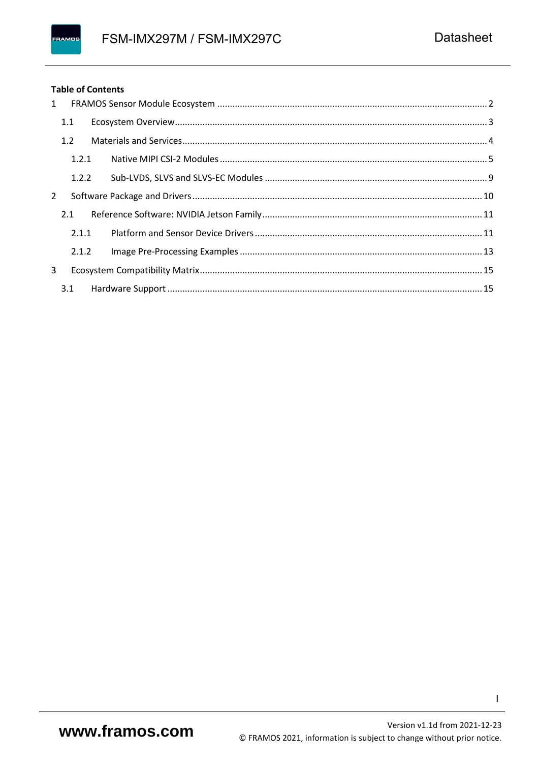**Table of Contents**

1 FRAMOS Sensor Module Ecosystem ........ 2

1.1 Ecosystem Overview ........ 3

1.2 Materials and Services ........ 4

1.2.1 Native MIPI CSI-2 Modules ........ 5

1.2.2 Sub-LVDS, SLVS and SLVS-EC Modules ........ 9

2 Software Package and Drivers ........ 10

2.1 Reference Software: NVIDIA Jetson Family ........ 11

2.1.1 Platform and Sensor Device Drivers ........ 11

2.1.2 Image Pre-Processing Examples ........ 13

3 Ecosystem Compatibility Matrix ........ 15

3.1 Hardware Support ........ 15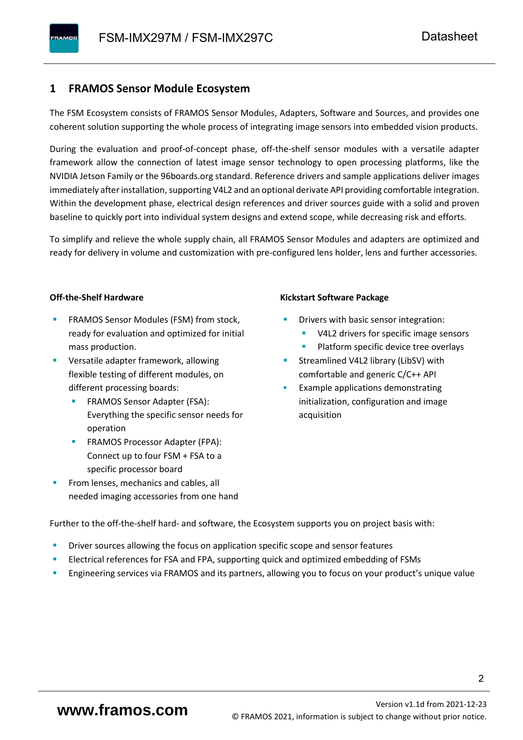# 1 FRAMOS Sensor Module Ecosystem

The FSM Ecosystem consists of FRAMOS Sensor Modules, Adapters, Software and Sources, and provides one coherent solution supporting the whole process of integrating image sensors into embedded vision products.

During the evaluation and proof-of-concept phase, off-the-shelf sensor modules with a versatile adapter framework allow the connection of latest image sensor technology to open processing platforms, like the NVIDIA Jetson Family or the 96boards.org standard. Reference drivers and sample applications deliver images immediately after installation, supporting V4L2 and an optional derivate API providing comfortable integration. Within the development phase, electrical design references and driver sources guide with a solid and proven baseline to quickly port into individual system designs and extend scope, while decreasing risk and efforts.

To simplify and relieve the whole supply chain, all FRAMOS Sensor Modules and adapters are optimized and ready for delivery in volume and customization with pre-configured lens holder, lens and further accessories.

**Off-the-Shelf Hardware**

- FRAMOS Sensor Modules (FSM) from stock, ready for evaluation and optimized for initial mass production.
- Versatile adapter framework, allowing flexible testing of different modules, on different processing boards:
  - FRAMOS Sensor Adapter (FSA): Everything the specific sensor needs for operation
  - FRAMOS Processor Adapter (FPA): Connect up to four FSM + FSA to a specific processor board
- From lenses, mechanics and cables, all needed imaging accessories from one hand

**Kickstart Software Package**

- Drivers with basic sensor integration:
  - V4L2 drivers for specific image sensors
  - Platform specific device tree overlays
- Streamlined V4L2 library (LibSV) with comfortable and generic C/C++ API
- Example applications demonstrating initialization, configuration and image acquisition

Further to the off-the-shelf hard- and software, the Ecosystem supports you on project basis with:

- Driver sources allowing the focus on application specific scope and sensor features
- Electrical references for FSA and FPA, supporting quick and optimized embedding of FSMs
- Engineering services via FRAMOS and its partners, allowing you to focus on your product's unique value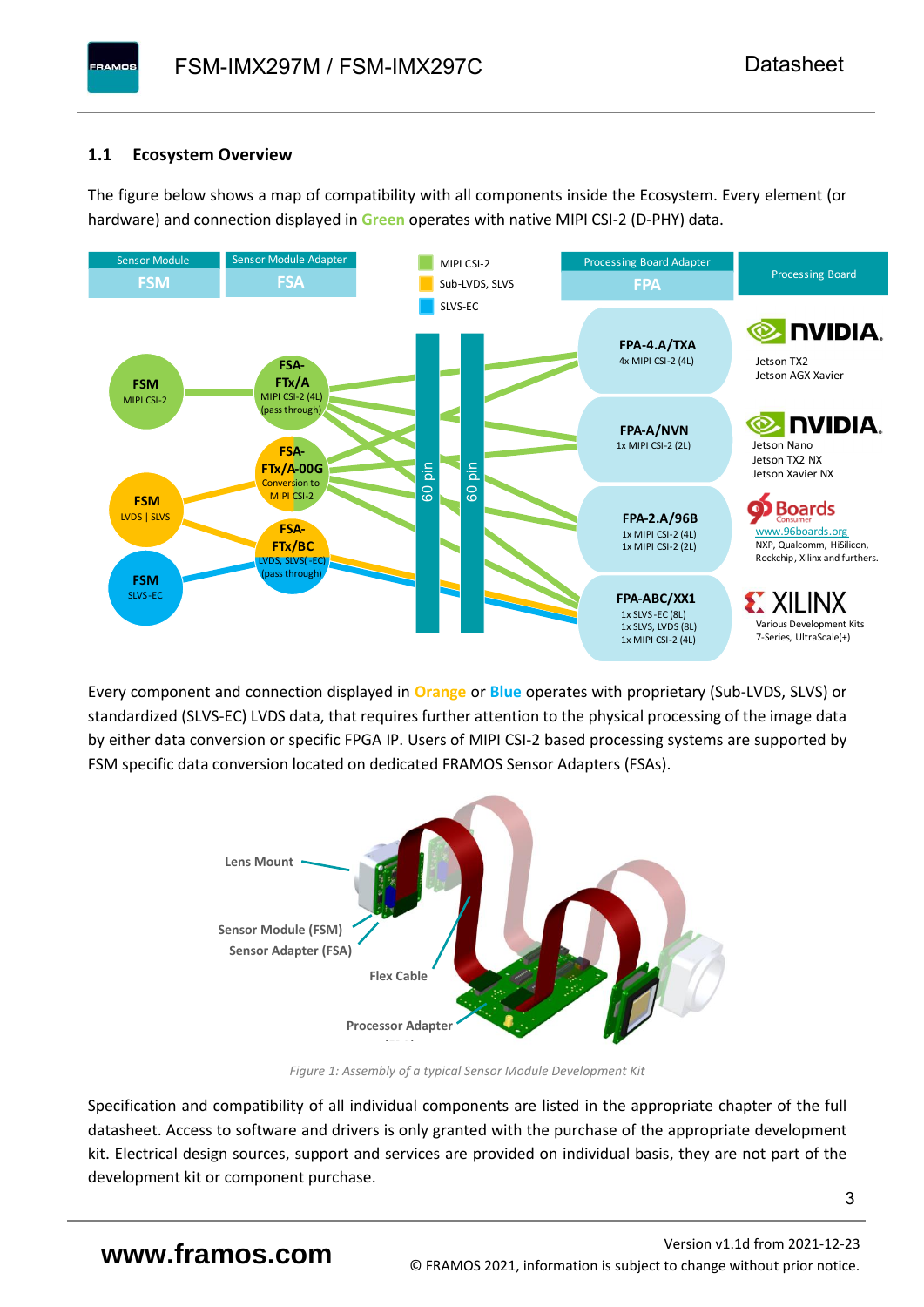## 1.1 Ecosystem Overview

The figure below shows a map of compatibility with all components inside the Ecosystem. Every element (or hardware) and connection displayed in **Green** operates with native MIPI CSI-2 (D-PHY) data.

Every component and connection displayed in **Orange** or **Blue** operates with proprietary (Sub-LVDS, SLVS) or standardized (SLVS-EC) LVDS data, that requires further attention to the physical processing of the image data by either data conversion or specific FPGA IP. Users of MIPI CSI-2 based processing systems are supported by FSM specific data conversion located on dedicated FRAMOS Sensor Adapters (FSAs).

*Figure 1: Assembly of a typical Sensor Module Development Kit*

Specification and compatibility of all individual components are listed in the appropriate chapter of the full datasheet. Access to software and drivers is only granted with the purchase of the appropriate development kit. Electrical design sources, support and services are provided on individual basis, they are not part of the development kit or component purchase.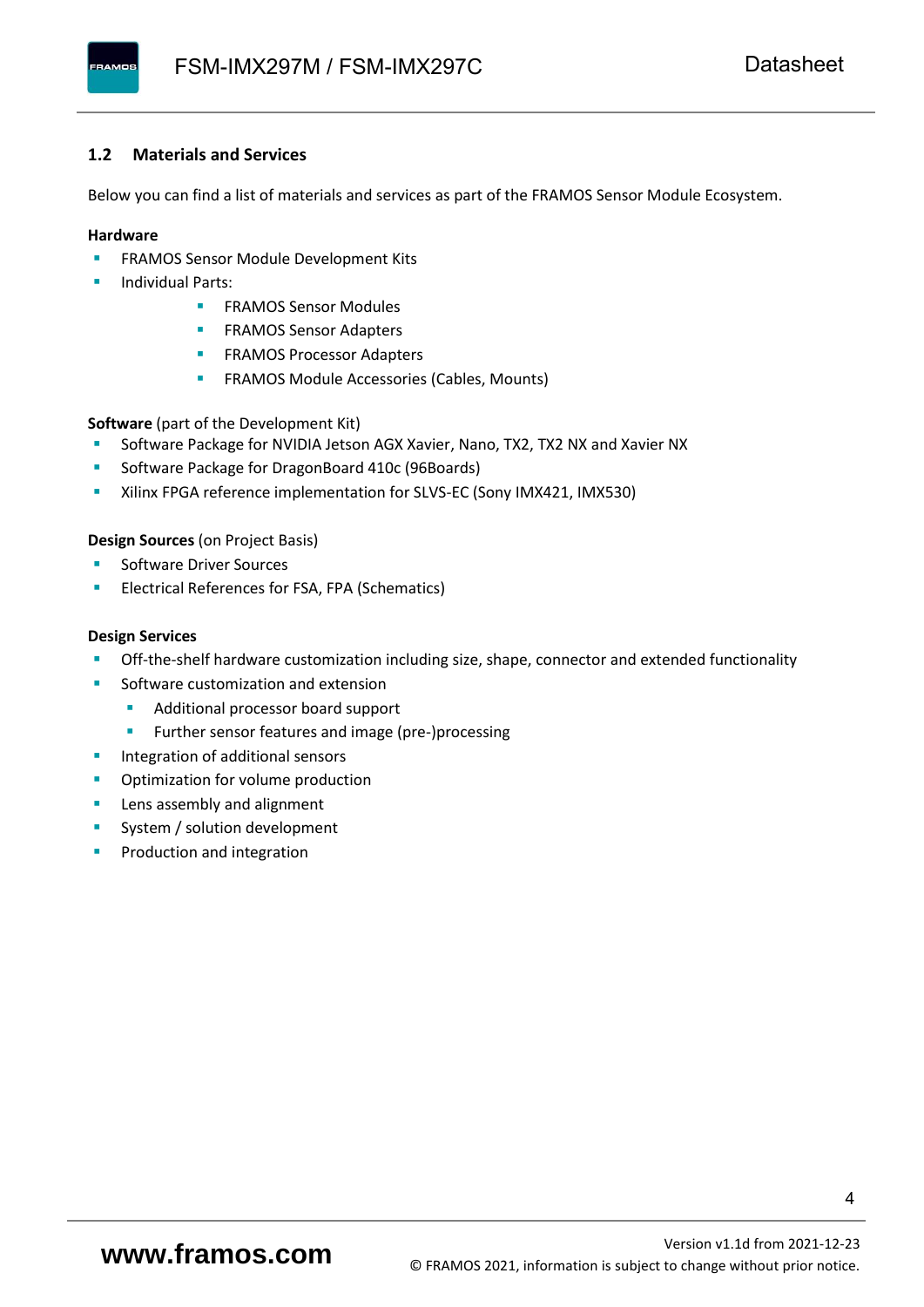### 1.2 Materials and Services

Below you can find a list of materials and services as part of the FRAMOS Sensor Module Ecosystem.

**Hardware**

- FRAMOS Sensor Module Development Kits
- Individual Parts:
    - FRAMOS Sensor Modules
    - FRAMOS Sensor Adapters
    - FRAMOS Processor Adapters
    - FRAMOS Module Accessories (Cables, Mounts)

**Software** (part of the Development Kit)

- Software Package for NVIDIA Jetson AGX Xavier, Nano, TX2, TX2 NX and Xavier NX
- Software Package for DragonBoard 410c (96Boards)
- Xilinx FPGA reference implementation for SLVS-EC (Sony IMX421, IMX530)

**Design Sources** (on Project Basis)

- Software Driver Sources
- Electrical References for FSA, FPA (Schematics)

**Design Services**

- Off-the-shelf hardware customization including size, shape, connector and extended functionality
- Software customization and extension
    - Additional processor board support
    - Further sensor features and image (pre-)processing
- Integration of additional sensors
- Optimization for volume production
- Lens assembly and alignment
- System / solution development
- Production and integration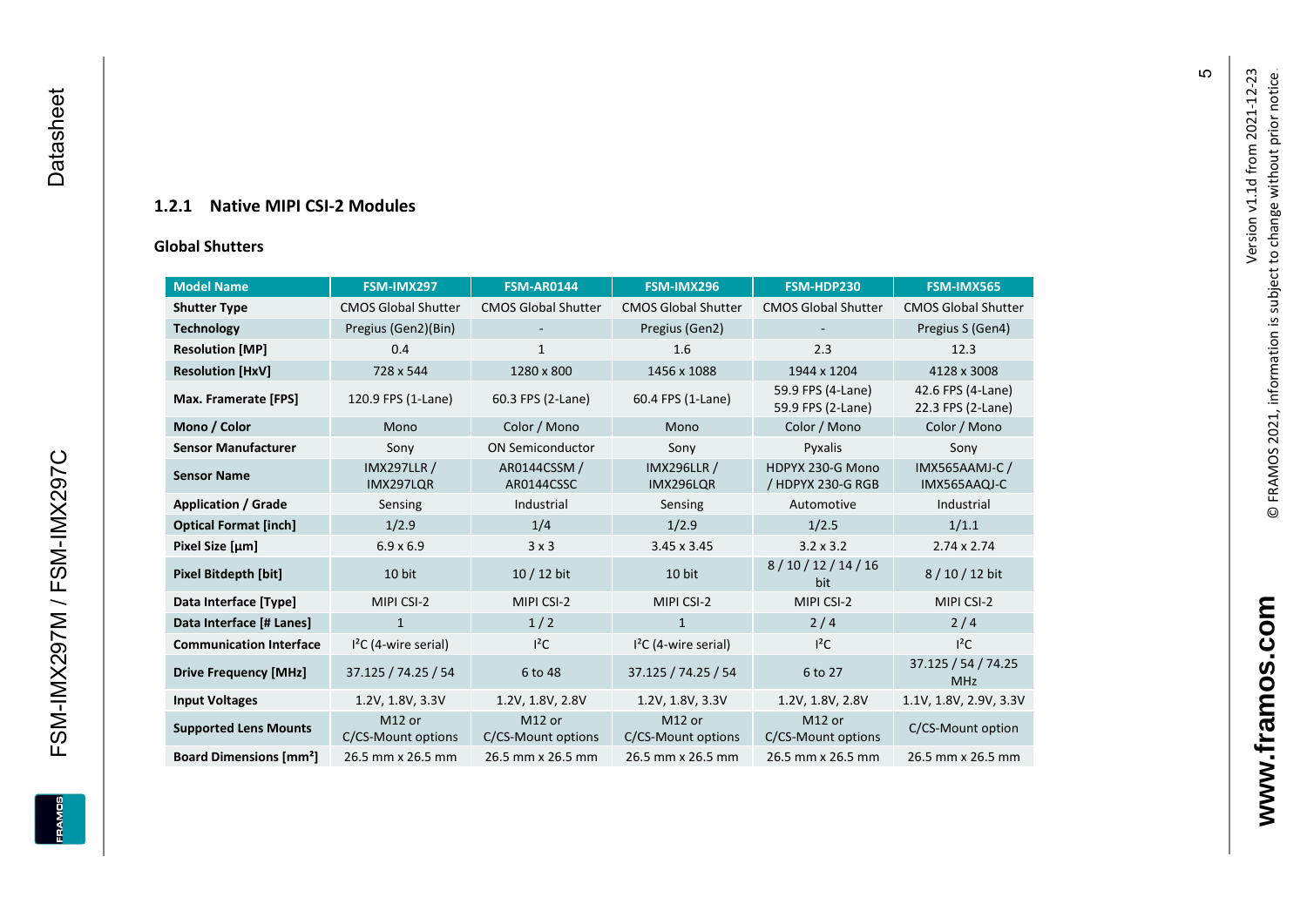### 1.2.1 Native MIPI CSI-2 Modules

**Global Shutters**

| Model Name | FSM-IMX297 | FSM-AR0144 | FSM-IMX296 | FSM-HDP230 | FSM-IMX565 |
|---|---|---|---|---|---|
| **Shutter Type** | CMOS Global Shutter | CMOS Global Shutter | CMOS Global Shutter | CMOS Global Shutter | CMOS Global Shutter |
| **Technology** | Pregius (Gen2)(Bin) | - | Pregius (Gen2) | - | Pregius S (Gen4) |
| **Resolution [MP]** | 0.4 | 1 | 1.6 | 2.3 | 12.3 |
| **Resolution [HxV]** | 728 x 544 | 1280 x 800 | 1456 x 1088 | 1944 x 1204 | 4128 x 3008 |
| **Max. Framerate [FPS]** | 120.9 FPS (1-Lane) | 60.3 FPS (2-Lane) | 60.4 FPS (1-Lane) | 59.9 FPS (4-Lane) 59.9 FPS (2-Lane) | 42.6 FPS (4-Lane) 22.3 FPS (2-Lane) |
| **Mono / Color** | Mono | Color / Mono | Mono | Color / Mono | Color / Mono |
| **Sensor Manufacturer** | Sony | ON Semiconductor | Sony | Pyxalis | Sony |
| **Sensor Name** | IMX297LLR / IMX297LQR | AR0144CSSM / AR0144CSSC | IMX296LLR / IMX296LQR | HDPYX 230-G Mono / HDPYX 230-G RGB | IMX565AAMJ-C / IMX565AAQJ-C |
| **Application / Grade** | Sensing | Industrial | Sensing | Automotive | Industrial |
| **Optical Format [inch]** | 1/2.9 | 1/4 | 1/2.9 | 1/2.5 | 1/1.1 |
| **Pixel Size [µm]** | 6.9 x 6.9 | 3 x 3 | 3.45 x 3.45 | 3.2 x 3.2 | 2.74 x 2.74 |
| **Pixel Bitdepth [bit]** | 10 bit | 10 / 12 bit | 10 bit | 8 / 10 / 12 / 14 / 16 bit | 8 / 10 / 12 bit |
| **Data Interface [Type]** | MIPI CSI-2 | MIPI CSI-2 | MIPI CSI-2 | MIPI CSI-2 | MIPI CSI-2 |
| **Data Interface [# Lanes]** | 1 | 1 / 2 | 1 | 2 / 4 | 2 / 4 |
| **Communication Interface** | I²C (4-wire serial) | I²C | I²C (4-wire serial) | I²C | I²C |
| **Drive Frequency [MHz]** | 37.125 / 74.25 / 54 | 6 to 48 | 37.125 / 74.25 / 54 | 6 to 27 | 37.125 / 54 / 74.25 MHz |
| **Input Voltages** | 1.2V, 1.8V, 3.3V | 1.2V, 1.8V, 2.8V | 1.2V, 1.8V, 3.3V | 1.2V, 1.8V, 2.8V | 1.1V, 1.8V, 2.9V, 3.3V |
| **Supported Lens Mounts** | M12 or C/CS-Mount options | M12 or C/CS-Mount options | M12 or C/CS-Mount options | M12 or C/CS-Mount options | C/CS-Mount option |
| **Board Dimensions [mm²]** | 26.5 mm x 26.5 mm | 26.5 mm x 26.5 mm | 26.5 mm x 26.5 mm | 26.5 mm x 26.5 mm | 26.5 mm x 26.5 mm |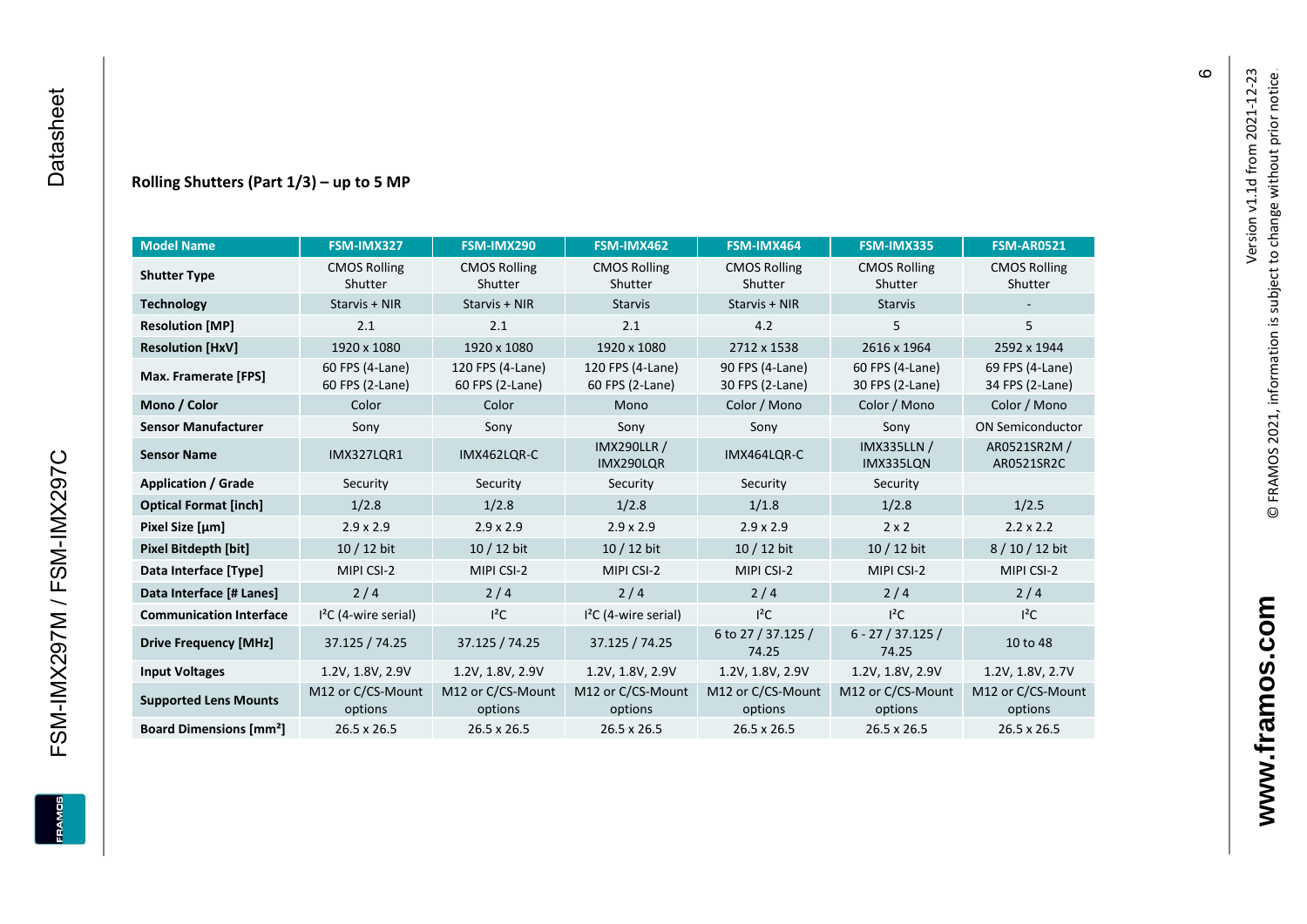### Rolling Shutters (Part 1/3) – up to 5 MP

| Model Name | FSM-IMX327 | FSM-IMX290 | FSM-IMX462 | FSM-IMX464 | FSM-IMX335 | FSM-AR0521 |
|---|---|---|---|---|---|---|
| **Shutter Type** | CMOS Rolling Shutter | CMOS Rolling Shutter | CMOS Rolling Shutter | CMOS Rolling Shutter | CMOS Rolling Shutter | CMOS Rolling Shutter |
| **Technology** | Starvis + NIR | Starvis + NIR | Starvis | Starvis + NIR | Starvis | - |
| **Resolution [MP]** | 2.1 | 2.1 | 2.1 | 4.2 | 5 | 5 |
| **Resolution [HxV]** | 1920 x 1080 | 1920 x 1080 | 1920 x 1080 | 2712 x 1538 | 2616 x 1964 | 2592 x 1944 |
| **Max. Framerate [FPS]** | 60 FPS (4-Lane) 60 FPS (2-Lane) | 120 FPS (4-Lane) 60 FPS (2-Lane) | 120 FPS (4-Lane) 60 FPS (2-Lane) | 90 FPS (4-Lane) 30 FPS (2-Lane) | 60 FPS (4-Lane) 30 FPS (2-Lane) | 69 FPS (4-Lane) 34 FPS (2-Lane) |
| **Mono / Color** | Color | Color | Mono | Color / Mono | Color / Mono | Color / Mono |
| **Sensor Manufacturer** | Sony | Sony | Sony | Sony | Sony | ON Semiconductor |
| **Sensor Name** | IMX327LQR1 | IMX462LQR-C | IMX290LLR / IMX290LQR | IMX464LQR-C | IMX335LLN / IMX335LQN | AR0521SR2M / AR0521SR2C |
| **Application / Grade** | Security | Security | Security | Security | Security | |
| **Optical Format [inch]** | 1/2.8 | 1/2.8 | 1/2.8 | 1/1.8 | 1/2.8 | 1/2.5 |
| **Pixel Size [µm]** | 2.9 x 2.9 | 2.9 x 2.9 | 2.9 x 2.9 | 2.9 x 2.9 | 2 x 2 | 2.2 x 2.2 |
| **Pixel Bitdepth [bit]** | 10 / 12 bit | 10 / 12 bit | 10 / 12 bit | 10 / 12 bit | 10 / 12 bit | 8 / 10 / 12 bit |
| **Data Interface [Type]** | MIPI CSI-2 | MIPI CSI-2 | MIPI CSI-2 | MIPI CSI-2 | MIPI CSI-2 | MIPI CSI-2 |
| **Data Interface [# Lanes]** | 2 / 4 | 2 / 4 | 2 / 4 | 2 / 4 | 2 / 4 | 2 / 4 |
| **Communication Interface** | I²C (4-wire serial) | I²C | I²C (4-wire serial) | I²C | I²C | I²C |
| **Drive Frequency [MHz]** | 37.125 / 74.25 | 37.125 / 74.25 | 37.125 / 74.25 | 6 to 27 / 37.125 / 74.25 | 6 - 27 / 37.125 / 74.25 | 10 to 48 |
| **Input Voltages** | 1.2V, 1.8V, 2.9V | 1.2V, 1.8V, 2.9V | 1.2V, 1.8V, 2.9V | 1.2V, 1.8V, 2.9V | 1.2V, 1.8V, 2.9V | 1.2V, 1.8V, 2.7V |
| **Supported Lens Mounts** | M12 or C/CS-Mount options | M12 or C/CS-Mount options | M12 or C/CS-Mount options | M12 or C/CS-Mount options | M12 or C/CS-Mount options | M12 or C/CS-Mount options |
| **Board Dimensions [mm²]** | 26.5 x 26.5 | 26.5 x 26.5 | 26.5 x 26.5 | 26.5 x 26.5 | 26.5 x 26.5 | 26.5 x 26.5 |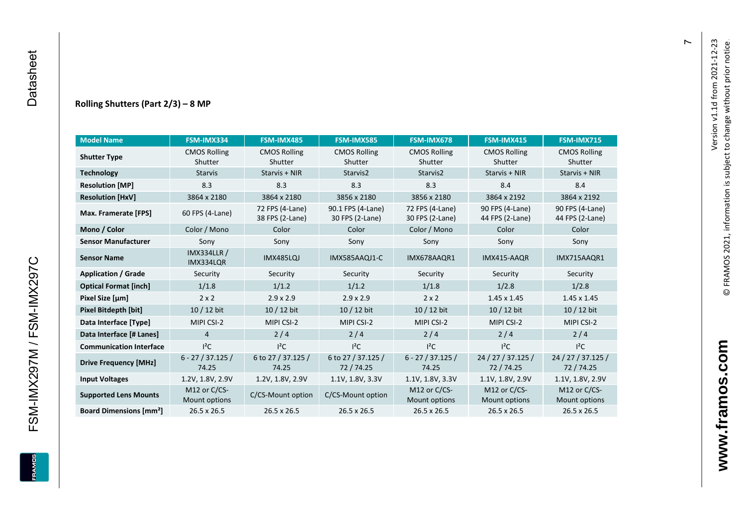### Rolling Shutters (Part 2/3) – 8 MP

| Model Name | FSM-IMX334 | FSM-IMX485 | FSM-IMX585 | FSM-IMX678 | FSM-IMX415 | FSM-IMX715 |
|---|---|---|---|---|---|---|
| **Shutter Type** | CMOS Rolling Shutter | CMOS Rolling Shutter | CMOS Rolling Shutter | CMOS Rolling Shutter | CMOS Rolling Shutter | CMOS Rolling Shutter |
| **Technology** | Starvis | Starvis + NIR | Starvis2 | Starvis2 | Starvis + NIR | Starvis + NIR |
| **Resolution [MP]** | 8.3 | 8.3 | 8.3 | 8.3 | 8.4 | 8.4 |
| **Resolution [HxV]** | 3864 x 2180 | 3864 x 2180 | 3856 x 2180 | 3856 x 2180 | 3864 x 2192 | 3864 x 2192 |
| **Max. Framerate [FPS]** | 60 FPS (4-Lane) | 72 FPS (4-Lane) 38 FPS (2-Lane) | 90.1 FPS (4-Lane) 30 FPS (2-Lane) | 72 FPS (4-Lane) 30 FPS (2-Lane) | 90 FPS (4-Lane) 44 FPS (2-Lane) | 90 FPS (4-Lane) 44 FPS (2-Lane) |
| **Mono / Color** | Color / Mono | Color | Color | Color / Mono | Color | Color |
| **Sensor Manufacturer** | Sony | Sony | Sony | Sony | Sony | Sony |
| **Sensor Name** | IMX334LLR / IMX334LQR | IMX485LQJ | IMX585AAQJ1-C | IMX678AAQR1 | IMX415-AAQR | IMX715AAQR1 |
| **Application / Grade** | Security | Security | Security | Security | Security | Security |
| **Optical Format [inch]** | 1/1.8 | 1/1.2 | 1/1.2 | 1/1.8 | 1/2.8 | 1/2.8 |
| **Pixel Size [µm]** | 2 x 2 | 2.9 x 2.9 | 2.9 x 2.9 | 2 x 2 | 1.45 x 1.45 | 1.45 x 1.45 |
| **Pixel Bitdepth [bit]** | 10 / 12 bit | 10 / 12 bit | 10 / 12 bit | 10 / 12 bit | 10 / 12 bit | 10 / 12 bit |
| **Data Interface [Type]** | MIPI CSI-2 | MIPI CSI-2 | MIPI CSI-2 | MIPI CSI-2 | MIPI CSI-2 | MIPI CSI-2 |
| **Data Interface [# Lanes]** | 4 | 2 / 4 | 2 / 4 | 2 / 4 | 2 / 4 | 2 / 4 |
| **Communication Interface** | I²C | I²C | I²C | I²C | I²C | I²C |
| **Drive Frequency [MHz]** | 6 - 27 / 37.125 / 74.25 | 6 to 27 / 37.125 / 74.25 | 6 to 27 / 37.125 / 72 / 74.25 | 6 - 27 / 37.125 / 74.25 | 24 / 27 / 37.125 / 72 / 74.25 | 24 / 27 / 37.125 / 72 / 74.25 |
| **Input Voltages** | 1.2V, 1.8V, 2.9V | 1.2V, 1.8V, 2.9V | 1.1V, 1.8V, 3.3V | 1.1V, 1.8V, 3.3V | 1.1V, 1.8V, 2.9V | 1.1V, 1.8V, 2.9V |
| **Supported Lens Mounts** | M12 or C/CS-Mount options | C/CS-Mount option | C/CS-Mount option | M12 or C/CS-Mount options | M12 or C/CS-Mount options | M12 or C/CS-Mount options |
| **Board Dimensions [mm²]** | 26.5 x 26.5 | 26.5 x 26.5 | 26.5 x 26.5 | 26.5 x 26.5 | 26.5 x 26.5 | 26.5 x 26.5 |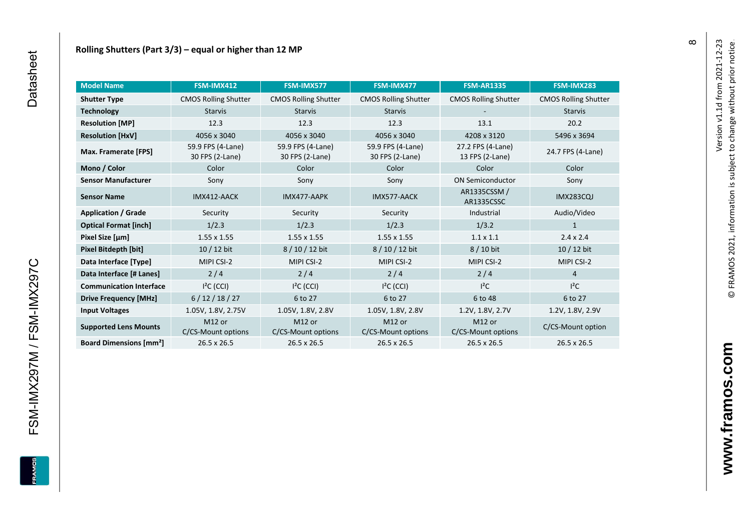**Rolling Shutters (Part 3/3) – equal or higher than 12 MP**

| Model Name | FSM-IMX412 | FSM-IMX577 | FSM-IMX477 | FSM-AR1335 | FSM-IMX283 |
|---|---|---|---|---|---|
| **Shutter Type** | CMOS Rolling Shutter | CMOS Rolling Shutter | CMOS Rolling Shutter | CMOS Rolling Shutter | CMOS Rolling Shutter |
| **Technology** | Starvis | Starvis | Starvis | - | Starvis |
| **Resolution [MP]** | 12.3 | 12.3 | 12.3 | 13.1 | 20.2 |
| **Resolution [HxV]** | 4056 x 3040 | 4056 x 3040 | 4056 x 3040 | 4208 x 3120 | 5496 x 3694 |
| **Max. Framerate [FPS]** | 59.9 FPS (4-Lane) 30 FPS (2-Lane) | 59.9 FPS (4-Lane) 30 FPS (2-Lane) | 59.9 FPS (4-Lane) 30 FPS (2-Lane) | 27.2 FPS (4-Lane) 13 FPS (2-Lane) | 24.7 FPS (4-Lane) |
| **Mono / Color** | Color | Color | Color | Color | Color |
| **Sensor Manufacturer** | Sony | Sony | Sony | ON Semiconductor | Sony |
| **Sensor Name** | IMX412-AACK | IMX477-AAPK | IMX577-AACK | AR1335CSSM / AR1335CSSC | IMX283CQJ |
| **Application / Grade** | Security | Security | Security | Industrial | Audio/Video |
| **Optical Format [inch]** | 1/2.3 | 1/2.3 | 1/2.3 | 1/3.2 | 1 |
| **Pixel Size [µm]** | 1.55 x 1.55 | 1.55 x 1.55 | 1.55 x 1.55 | 1.1 x 1.1 | 2.4 x 2.4 |
| **Pixel Bitdepth [bit]** | 10 / 12 bit | 8 / 10 / 12 bit | 8 / 10 / 12 bit | 8 / 10 bit | 10 / 12 bit |
| **Data Interface [Type]** | MIPI CSI-2 | MIPI CSI-2 | MIPI CSI-2 | MIPI CSI-2 | MIPI CSI-2 |
| **Data Interface [# Lanes]** | 2 / 4 | 2 / 4 | 2 / 4 | 2 / 4 | 4 |
| **Communication Interface** | I²C (CCI) | I²C (CCI) | I²C (CCI) | I²C | I²C |
| **Drive Frequency [MHz]** | 6 / 12 / 18 / 27 | 6 to 27 | 6 to 27 | 6 to 48 | 6 to 27 |
| **Input Voltages** | 1.05V, 1.8V, 2.75V | 1.05V, 1.8V, 2.8V | 1.05V, 1.8V, 2.8V | 1.2V, 1.8V, 2.7V | 1.2V, 1.8V, 2.9V |
| **Supported Lens Mounts** | M12 or C/CS-Mount options | M12 or C/CS-Mount options | M12 or C/CS-Mount options | M12 or C/CS-Mount options | C/CS-Mount option |
| **Board Dimensions [mm²]** | 26.5 x 26.5 | 26.5 x 26.5 | 26.5 x 26.5 | 26.5 x 26.5 | 26.5 x 26.5 |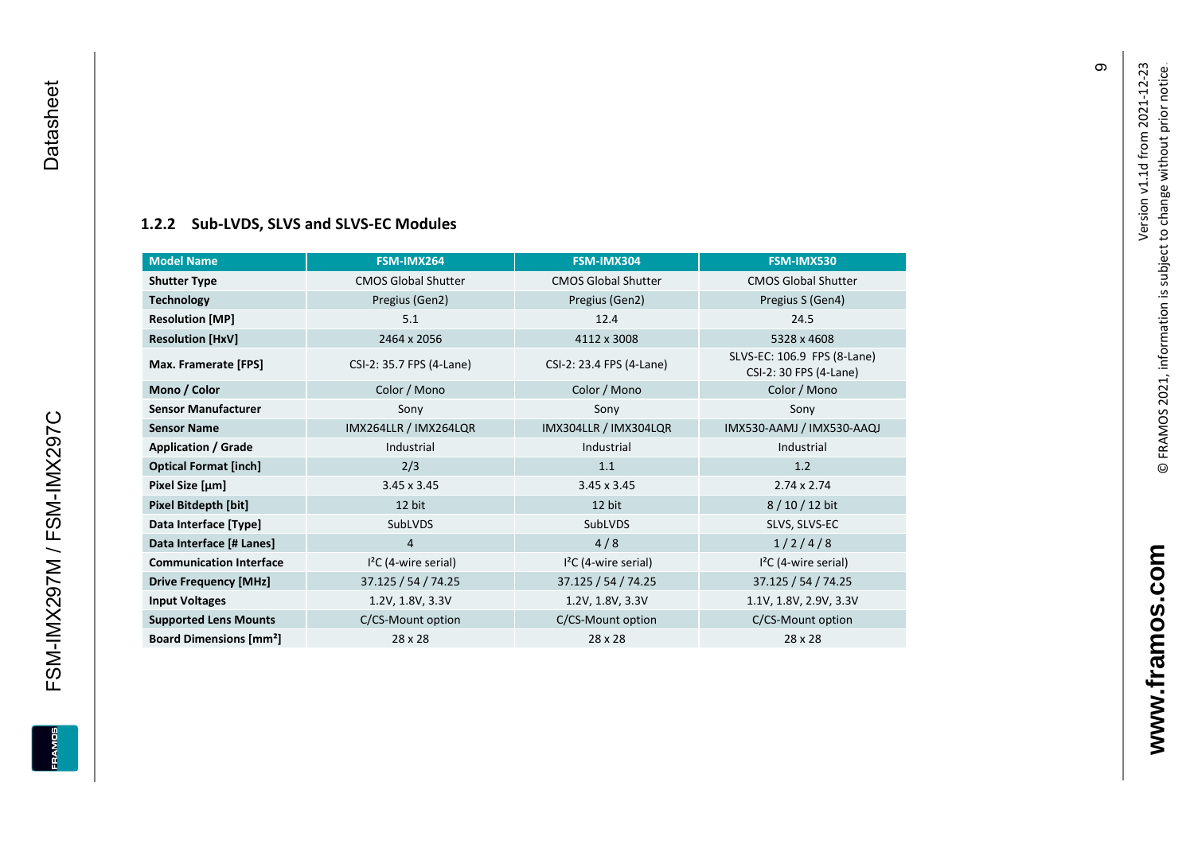### 1.2.2 Sub-LVDS, SLVS and SLVS-EC Modules

| Model Name | FSM-IMX264 | FSM-IMX304 | FSM-IMX530 |
|---|---|---|---|
| **Shutter Type** | CMOS Global Shutter | CMOS Global Shutter | CMOS Global Shutter |
| **Technology** | Pregius (Gen2) | Pregius (Gen2) | Pregius S (Gen4) |
| **Resolution [MP]** | 5.1 | 12.4 | 24.5 |
| **Resolution [HxV]** | 2464 x 2056 | 4112 x 3008 | 5328 x 4608 |
| **Max. Framerate [FPS]** | CSI-2: 35.7 FPS (4-Lane) | CSI-2: 23.4 FPS (4-Lane) | SLVS-EC: 106.9 FPS (8-Lane) CSI-2: 30 FPS (4-Lane) |
| **Mono / Color** | Color / Mono | Color / Mono | Color / Mono |
| **Sensor Manufacturer** | Sony | Sony | Sony |
| **Sensor Name** | IMX264LLR / IMX264LQR | IMX304LLR / IMX304LQR | IMX530-AAMJ / IMX530-AAQJ |
| **Application / Grade** | Industrial | Industrial | Industrial |
| **Optical Format [inch]** | 2/3 | 1.1 | 1.2 |
| **Pixel Size [µm]** | 3.45 x 3.45 | 3.45 x 3.45 | 2.74 x 2.74 |
| **Pixel Bitdepth [bit]** | 12 bit | 12 bit | 8 / 10 / 12 bit |
| **Data Interface [Type]** | SubLVDS | SubLVDS | SLVS, SLVS-EC |
| **Data Interface [# Lanes]** | 4 | 4 / 8 | 1 / 2 / 4 / 8 |
| **Communication Interface** | I²C (4-wire serial) | I²C (4-wire serial) | I²C (4-wire serial) |
| **Drive Frequency [MHz]** | 37.125 / 54 / 74.25 | 37.125 / 54 / 74.25 | 37.125 / 54 / 74.25 |
| **Input Voltages** | 1.2V, 1.8V, 3.3V | 1.2V, 1.8V, 3.3V | 1.1V, 1.8V, 2.9V, 3.3V |
| **Supported Lens Mounts** | C/CS-Mount option | C/CS-Mount option | C/CS-Mount option |
| **Board Dimensions [mm²]** | 28 x 28 | 28 x 28 | 28 x 28 |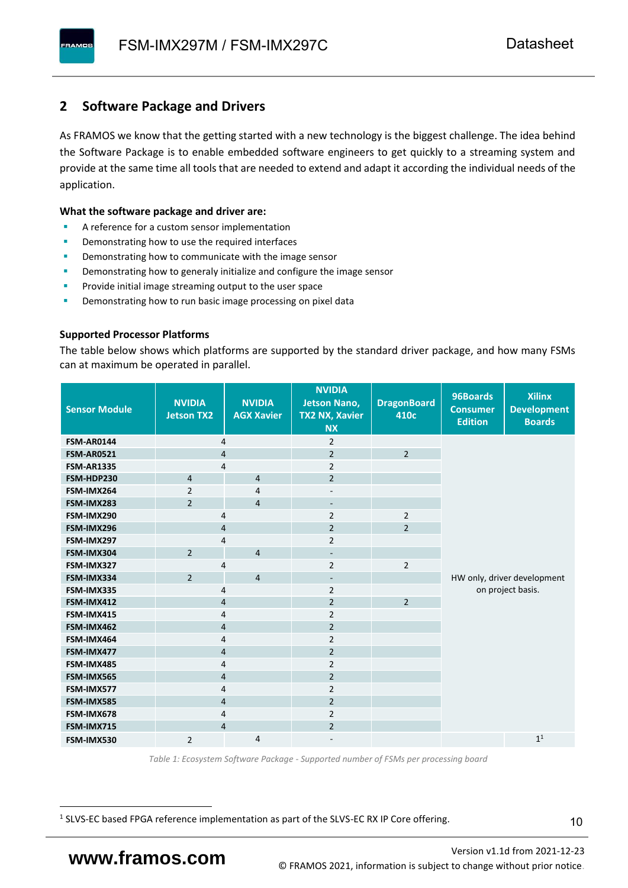## 2 Software Package and Drivers

As FRAMOS we know that the getting started with a new technology is the biggest challenge. The idea behind the Software Package is to enable embedded software engineers to get quickly to a streaming system and provide at the same time all tools that are needed to extend and adapt it according the individual needs of the application.

**What the software package and driver are:**

- A reference for a custom sensor implementation
- Demonstrating how to use the required interfaces
- Demonstrating how to communicate with the image sensor
- Demonstrating how to generaly initialize and configure the image sensor
- Provide initial image streaming output to the user space
- Demonstrating how to run basic image processing on pixel data

**Supported Processor Platforms**

The table below shows which platforms are supported by the standard driver package, and how many FSMs can at maximum be operated in parallel.

| Sensor Module | NVIDIA Jetson TX2 | NVIDIA AGX Xavier | NVIDIA Jetson Nano, TX2 NX, Xavier NX | DragonBoard 410c | 96Boards Consumer Edition | Xilinx Development Boards |
|---|---|---|---|---|---|---|
| **FSM-AR0144** | 4 | | 2 | | | |
| **FSM-AR0521** | 4 | | 2 | 2 | | |
| **FSM-AR1335** | 4 | | 2 | | | |
| **FSM-HDP230** | 4 | 4 | 2 | | | |
| **FSM-IMX264** | 2 | 4 | - | | | |
| **FSM-IMX283** | 2 | 4 | - | | | |
| **FSM-IMX290** | 4 | | 2 | 2 | | |
| **FSM-IMX296** | 4 | | 2 | 2 | | |
| **FSM-IMX297** | 4 | | 2 | | | |
| **FSM-IMX304** | 2 | 4 | - | | | |
| **FSM-IMX327** | 4 | | 2 | 2 | | |
| **FSM-IMX334** | 2 | 4 | - | | HW only, driver development on project basis. | |
| **FSM-IMX335** | 4 | | 2 | | | |
| **FSM-IMX412** | 4 | | 2 | 2 | | |
| **FSM-IMX415** | 4 | | 2 | | | |
| **FSM-IMX462** | 4 | | 2 | | | |
| **FSM-IMX464** | 4 | | 2 | | | |
| **FSM-IMX477** | 4 | | 2 | | | |
| **FSM-IMX485** | 4 | | 2 | | | |
| **FSM-IMX565** | 4 | | 2 | | | |
| **FSM-IMX577** | 4 | | 2 | | | |
| **FSM-IMX585** | 4 | | 2 | | | |
| **FSM-IMX678** | 4 | | 2 | | | |
| **FSM-IMX715** | 4 | | 2 | | | |
| **FSM-IMX530** | 2 | 4 | - | | | 1[1] |

*Table 1: Ecosystem Software Package - Supported number of FSMs per processing board*

[1] SLVS-EC based FPGA reference implementation as part of the SLVS-EC RX IP Core offering.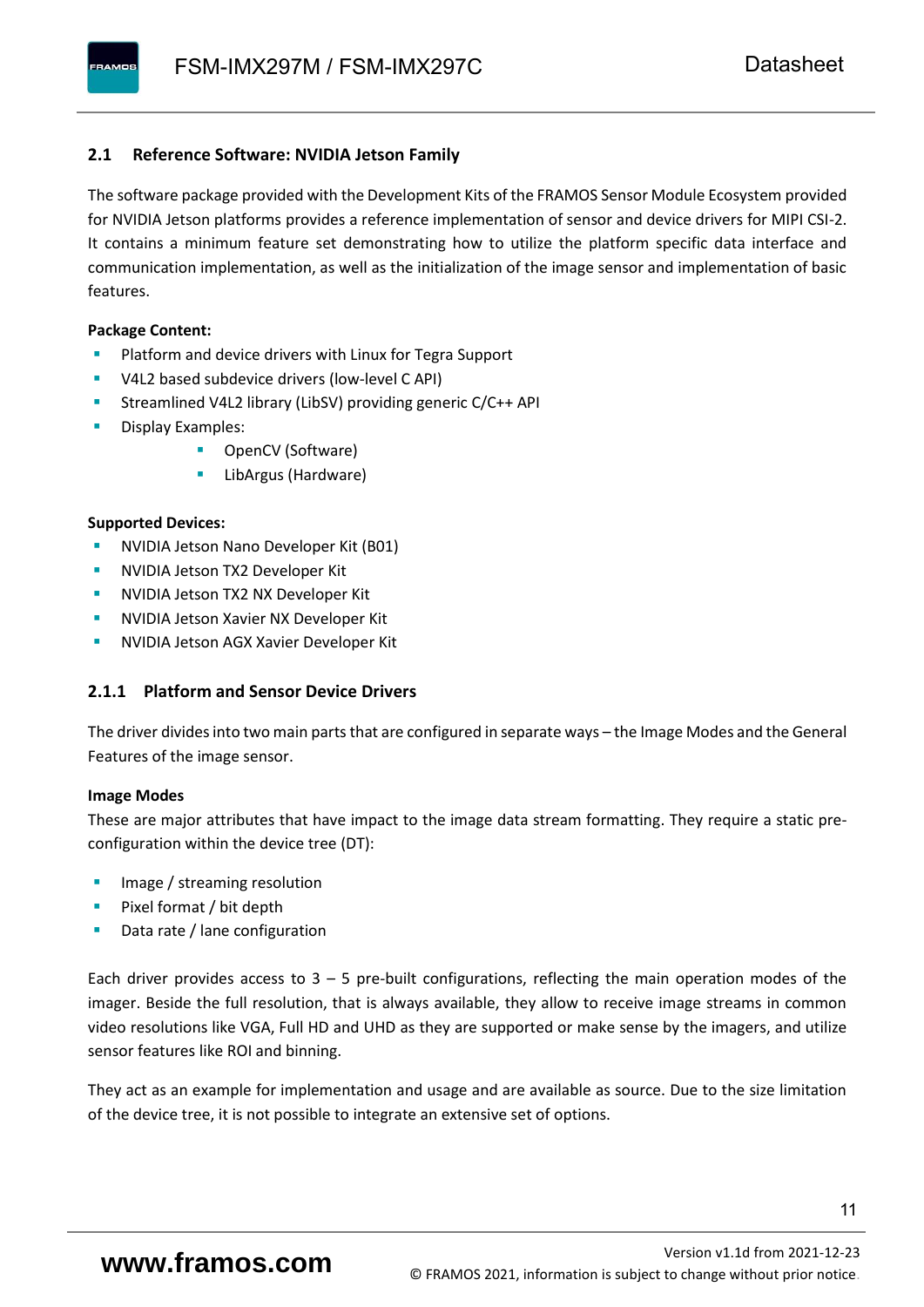## 2.1 Reference Software: NVIDIA Jetson Family

The software package provided with the Development Kits of the FRAMOS Sensor Module Ecosystem provided for NVIDIA Jetson platforms provides a reference implementation of sensor and device drivers for MIPI CSI-2. It contains a minimum feature set demonstrating how to utilize the platform specific data interface and communication implementation, as well as the initialization of the image sensor and implementation of basic features.

**Package Content:**

- Platform and device drivers with Linux for Tegra Support
- V4L2 based subdevice drivers (low-level C API)
- Streamlined V4L2 library (LibSV) providing generic C/C++ API
- Display Examples:
  - OpenCV (Software)
  - LibArgus (Hardware)

**Supported Devices:**

- NVIDIA Jetson Nano Developer Kit (B01)
- NVIDIA Jetson TX2 Developer Kit
- NVIDIA Jetson TX2 NX Developer Kit
- NVIDIA Jetson Xavier NX Developer Kit
- NVIDIA Jetson AGX Xavier Developer Kit

### 2.1.1 Platform and Sensor Device Drivers

The driver divides into two main parts that are configured in separate ways – the Image Modes and the General Features of the image sensor.

**Image Modes**

These are major attributes that have impact to the image data stream formatting. They require a static pre-configuration within the device tree (DT):

- Image / streaming resolution
- Pixel format / bit depth
- Data rate / lane configuration

Each driver provides access to 3 – 5 pre-built configurations, reflecting the main operation modes of the imager. Beside the full resolution, that is always available, they allow to receive image streams in common video resolutions like VGA, Full HD and UHD as they are supported or make sense by the imagers, and utilize sensor features like ROI and binning.

They act as an example for implementation and usage and are available as source. Due to the size limitation of the device tree, it is not possible to integrate an extensive set of options.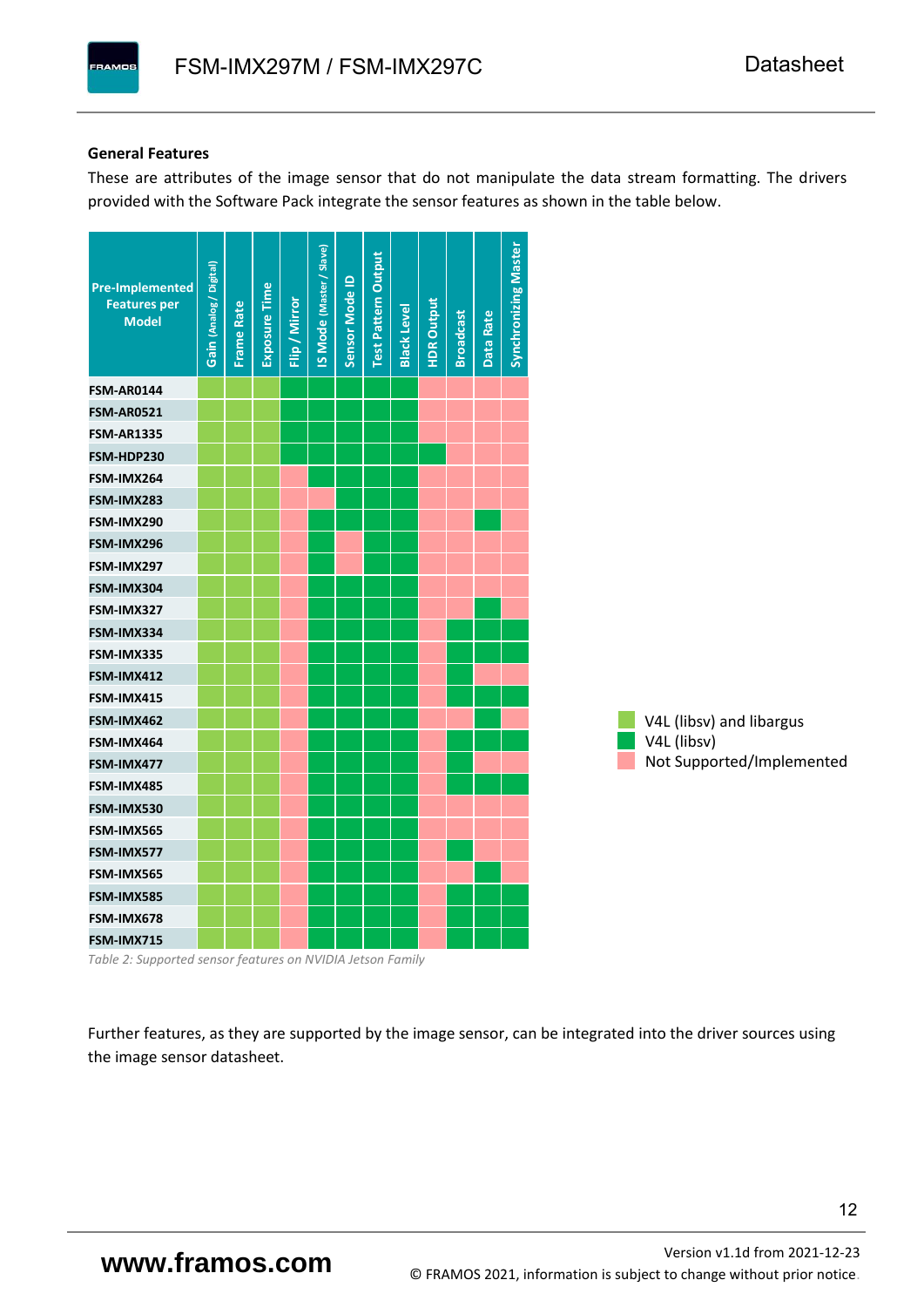### General Features

These are attributes of the image sensor that do not manipulate the data stream formatting. The drivers provided with the Software Pack integrate the sensor features as shown in the table below.

Legend:
- **LA** = V4L (libsv) and libargus
- **V** = V4L (libsv)
- **–** = Not Supported/Implemented

| Pre-Implemented Features per Model | Gain (Analog / Digital) | Frame Rate | Exposure Time | Flip / Mirror | IS Mode (Master / Slave) | Sensor Mode ID | Test Pattern Output | Black Level | HDR Output | Broadcast | Data Rate | Synchronizing Master |
|---|---|---|---|---|---|---|---|---|---|---|---|---|
| FSM-AR0144 | LA | LA | LA | V | V | V | V | V | – | – | – | – |
| FSM-AR0521 | LA | LA | LA | V | V | V | V | V | – | – | – | – |
| FSM-AR1335 | LA | LA | LA | V | V | V | V | V | – | – | – | – |
| FSM-HDP230 | LA | LA | LA | V | V | V | V | V | V | – | – | – |
| FSM-IMX264 | LA | LA | LA | – | V | V | V | V | – | – | – | – |
| FSM-IMX283 | LA | LA | LA | – | – | V | V | V | – | – | – | – |
| FSM-IMX290 | LA | LA | LA | – | V | V | V | V | – | – | V | – |
| FSM-IMX296 | LA | LA | LA | – | V | – | V | V | – | – | – | – |
| FSM-IMX297 | LA | LA | LA | – | V | – | V | V | – | – | – | – |
| FSM-IMX304 | LA | LA | LA | – | V | V | V | V | – | – | – | – |
| FSM-IMX327 | LA | LA | LA | – | V | V | V | V | – | – | V | – |
| FSM-IMX334 | LA | LA | LA | – | V | V | V | V | – | V | V | V |
| FSM-IMX335 | LA | LA | LA | – | V | V | V | V | – | V | V | V |
| FSM-IMX412 | LA | LA | LA | – | V | V | V | V | – | V | – | – |
| FSM-IMX415 | LA | LA | LA | – | V | V | V | V | – | V | V | V |
| FSM-IMX462 | LA | LA | LA | – | V | V | V | V | – | – | V | – |
| FSM-IMX464 | LA | LA | LA | – | V | V | V | V | – | V | V | V |
| FSM-IMX477 | LA | LA | LA | – | V | V | V | V | – | V | – | – |
| FSM-IMX485 | LA | LA | LA | – | V | V | V | V | – | V | V | V |
| FSM-IMX530 | LA | LA | LA | – | V | V | V | V | – | – | – | – |
| FSM-IMX565 | LA | LA | LA | – | V | V | V | V | – | – | – | – |
| FSM-IMX577 | LA | LA | LA | – | V | V | V | V | – | V | – | – |
| FSM-IMX565 | LA | LA | LA | – | V | V | V | V | – | – | V | – |
| FSM-IMX585 | LA | LA | LA | – | V | V | V | V | – | V | V | V |
| FSM-IMX678 | LA | LA | LA | – | V | V | V | V | – | V | V | V |
| FSM-IMX715 | LA | LA | LA | – | V | V | V | V | – | V | V | V |

*Table 2: Supported sensor features on NVIDIA Jetson Family*

Further features, as they are supported by the image sensor, can be integrated into the driver sources using the image sensor datasheet.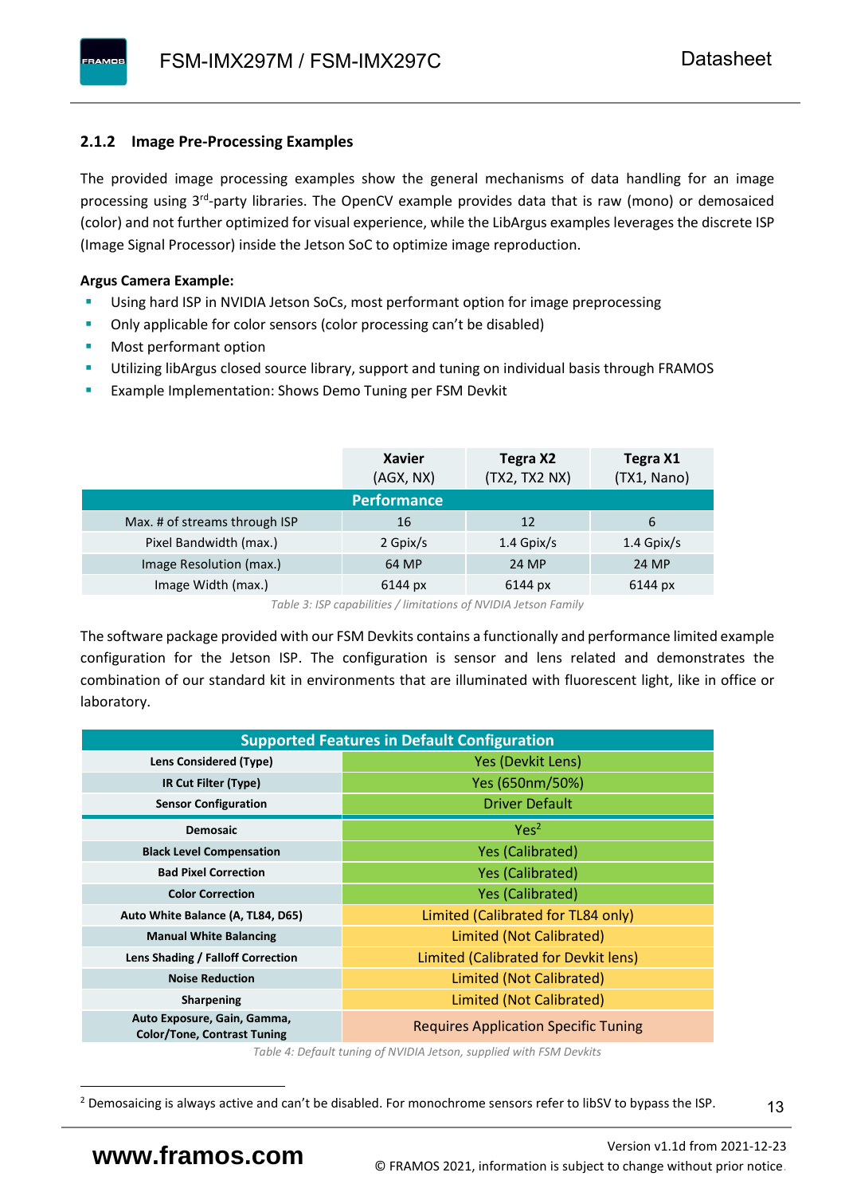### 2.1.2 Image Pre-Processing Examples

The provided image processing examples show the general mechanisms of data handling for an image processing using 3rd-party libraries. The OpenCV example provides data that is raw (mono) or demosaiced (color) and not further optimized for visual experience, while the LibArgus examples leverages the discrete ISP (Image Signal Processor) inside the Jetson SoC to optimize image reproduction.

**Argus Camera Example:**

- Using hard ISP in NVIDIA Jetson SoCs, most performant option for image preprocessing
- Only applicable for color sensors (color processing can't be disabled)
- Most performant option
- Utilizing libArgus closed source library, support and tuning on individual basis through FRAMOS
- Example Implementation: Shows Demo Tuning per FSM Devkit

| | **Xavier** (AGX, NX) | **Tegra X2** (TX2, TX2 NX) | **Tegra X1** (TX1, Nano) |
|---|---|---|---|
| **Performance** | | | |
| Max. # of streams through ISP | 16 | 12 | 6 |
| Pixel Bandwidth (max.) | 2 Gpix/s | 1.4 Gpix/s | 1.4 Gpix/s |
| Image Resolution (max.) | 64 MP | 24 MP | 24 MP |
| Image Width (max.) | 6144 px | 6144 px | 6144 px |

*Table 3: ISP capabilities / limitations of NVIDIA Jetson Family*

The software package provided with our FSM Devkits contains a functionally and performance limited example configuration for the Jetson ISP. The configuration is sensor and lens related and demonstrates the combination of our standard kit in environments that are illuminated with fluorescent light, like in office or laboratory.

| **Supported Features in Default Configuration** | |
|---|---|
| **Lens Considered (Type)** | Yes (Devkit Lens) |
| **IR Cut Filter (Type)** | Yes (650nm/50%) |
| **Sensor Configuration** | Driver Default |
| **Demosaic** | Yes[2] |
| **Black Level Compensation** | Yes (Calibrated) |
| **Bad Pixel Correction** | Yes (Calibrated) |
| **Color Correction** | Yes (Calibrated) |
| **Auto White Balance (A, TL84, D65)** | Limited (Calibrated for TL84 only) |
| **Manual White Balancing** | Limited (Not Calibrated) |
| **Lens Shading / Falloff Correction** | Limited (Calibrated for Devkit lens) |
| **Noise Reduction** | Limited (Not Calibrated) |
| **Sharpening** | Limited (Not Calibrated) |
| **Auto Exposure, Gain, Gamma, Color/Tone, Contrast Tuning** | Requires Application Specific Tuning |

*Table 4: Default tuning of NVIDIA Jetson, supplied with FSM Devkits*

[2] Demosaicing is always active and can't be disabled. For monochrome sensors refer to libSV to bypass the ISP.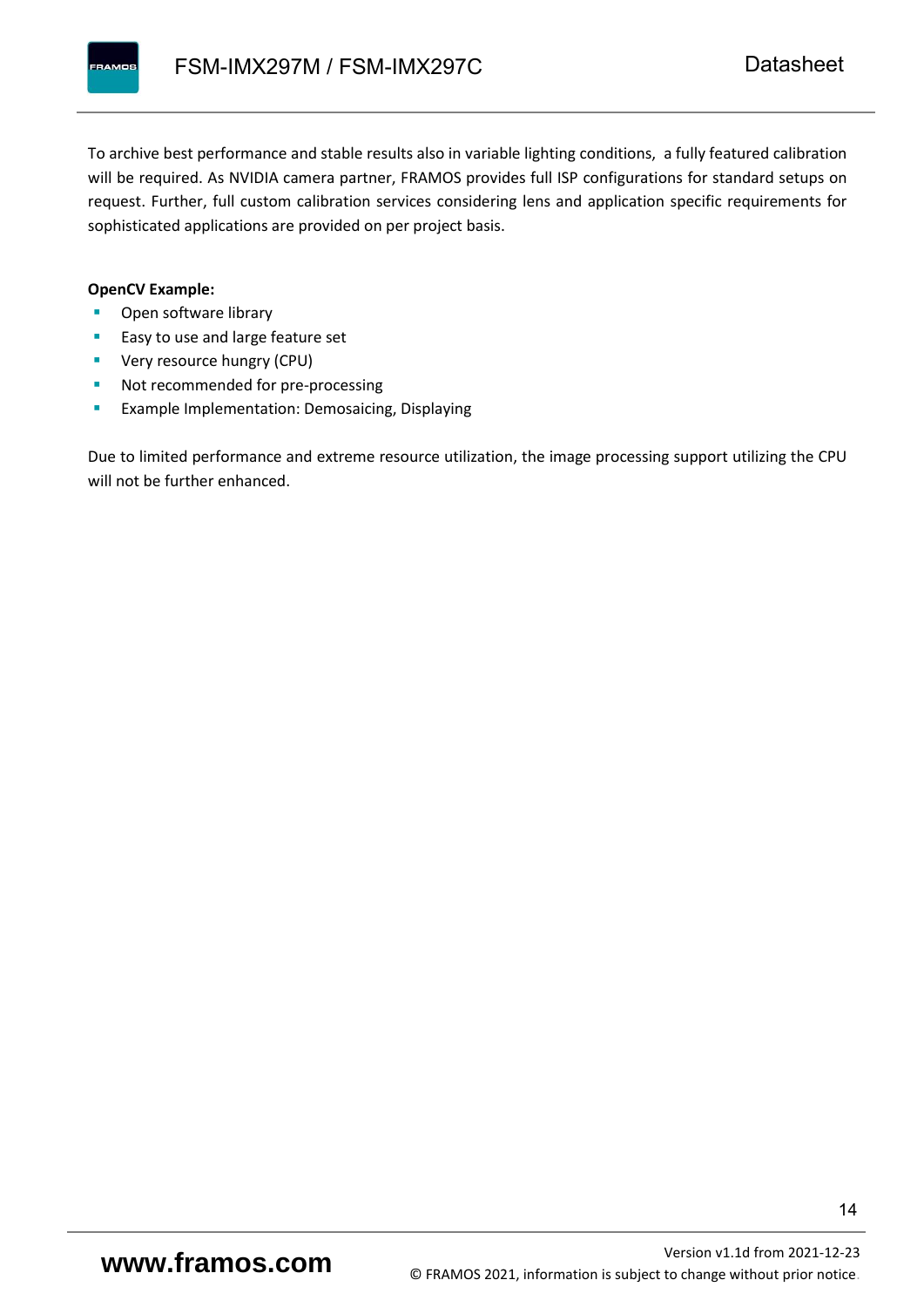To archive best performance and stable results also in variable lighting conditions,  a fully featured calibration will be required. As NVIDIA camera partner, FRAMOS provides full ISP configurations for standard setups on request. Further, full custom calibration services considering lens and application specific requirements for sophisticated applications are provided on per project basis.

**OpenCV Example:**

- Open software library
- Easy to use and large feature set
- Very resource hungry (CPU)
- Not recommended for pre-processing
- Example Implementation: Demosaicing, Displaying

Due to limited performance and extreme resource utilization, the image processing support utilizing the CPU will not be further enhanced.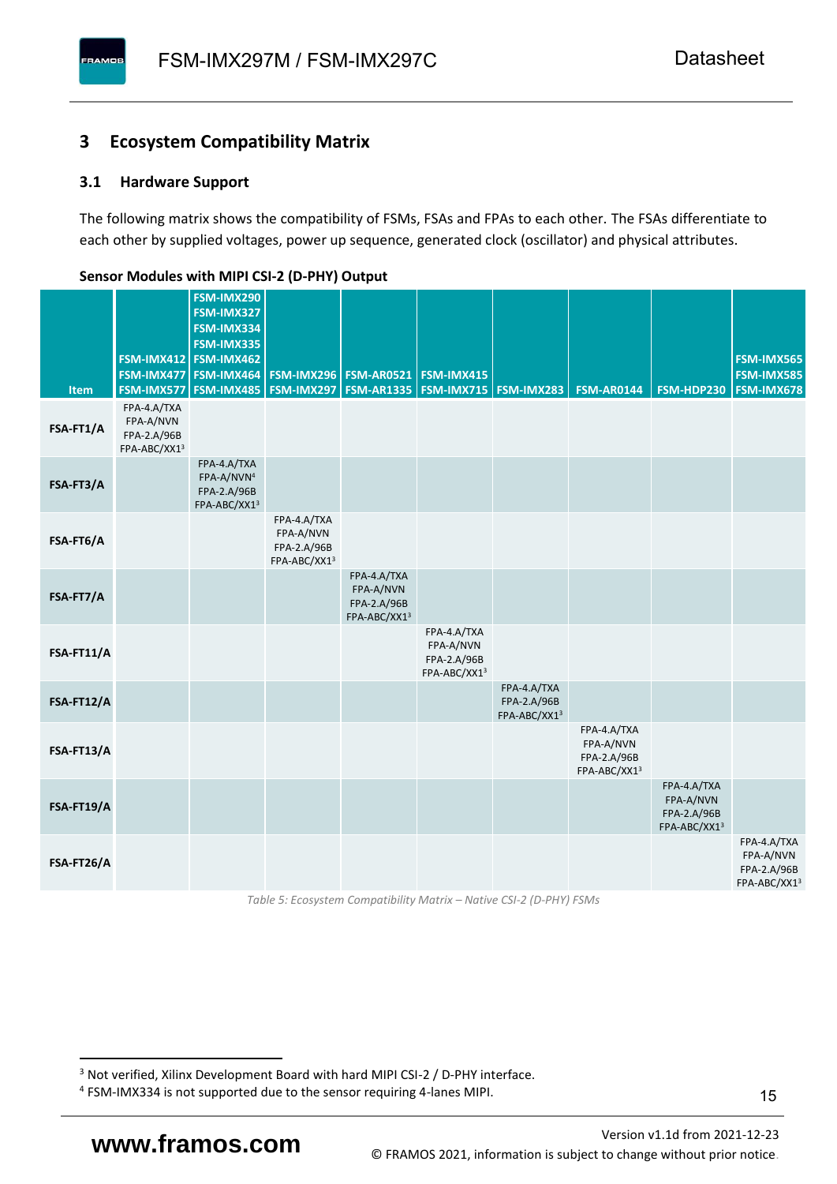# 3 Ecosystem Compatibility Matrix

## 3.1 Hardware Support

The following matrix shows the compatibility of FSMs, FSAs and FPAs to each other. The FSAs differentiate to each other by supplied voltages, power up sequence, generated clock (oscillator) and physical attributes.

**Sensor Modules with MIPI CSI-2 (D-PHY) Output**

| Item | FSM-IMX412 FSM-IMX477 FSM-IMX577 | FSM-IMX290 FSM-IMX327 FSM-IMX334 FSM-IMX335 FSM-IMX462 FSM-IMX464 FSM-IMX485 | FSM-IMX296 FSM-IMX297 | FSM-AR0521 FSM-AR1335 | FSM-IMX415 FSM-IMX715 | FSM-IMX283 | FSM-AR0144 | FSM-HDP230 | FSM-IMX565 FSM-IMX585 FSM-IMX678 |
|---|---|---|---|---|---|---|---|---|---|
| **FSA-FT1/A** | FPA-4.A/TXA FPA-A/NVN FPA-2.A/96B FPA-ABC/XX1[3] | | | | | | | | |
| **FSA-FT3/A** | | FPA-4.A/TXA FPA-A/NVN[4] FPA-2.A/96B FPA-ABC/XX1[3] | | | | | | | |
| **FSA-FT6/A** | | | FPA-4.A/TXA FPA-A/NVN FPA-2.A/96B FPA-ABC/XX1[3] | | | | | | |
| **FSA-FT7/A** | | | | FPA-4.A/TXA FPA-A/NVN FPA-2.A/96B FPA-ABC/XX1[3] | | | | | |
| **FSA-FT11/A** | | | | | FPA-4.A/TXA FPA-A/NVN FPA-2.A/96B FPA-ABC/XX1[3] | | | | |
| **FSA-FT12/A** | | | | | | FPA-4.A/TXA FPA-2.A/96B FPA-ABC/XX1[3] | | | |
| **FSA-FT13/A** | | | | | | | FPA-4.A/TXA FPA-A/NVN FPA-2.A/96B FPA-ABC/XX1[3] | | |
| **FSA-FT19/A** | | | | | | | | FPA-4.A/TXA FPA-A/NVN FPA-2.A/96B FPA-ABC/XX1[3] | |
| **FSA-FT26/A** | | | | | | | | | FPA-4.A/TXA FPA-A/NVN FPA-2.A/96B FPA-ABC/XX1[3] |

*Table 5: Ecosystem Compatibility Matrix – Native CSI-2 (D-PHY) FSMs*

[3] Not verified, Xilinx Development Board with hard MIPI CSI-2 / D-PHY interface.

[4] FSM-IMX334 is not supported due to the sensor requiring 4-lanes MIPI.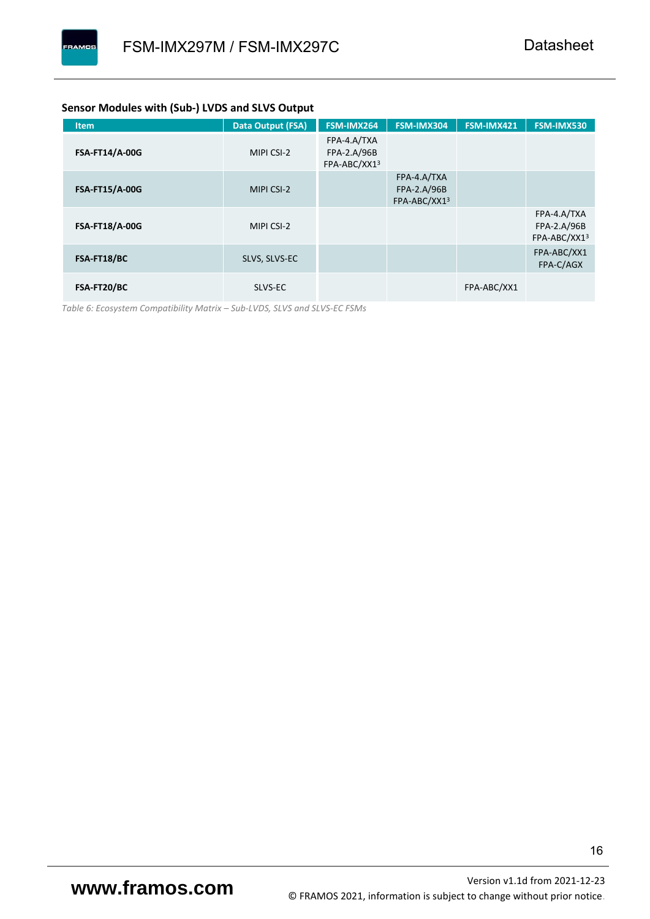### Sensor Modules with (Sub-) LVDS and SLVS Output

| Item | Data Output (FSA) | FSM-IMX264 | FSM-IMX304 | FSM-IMX421 | FSM-IMX530 |
|---|---|---|---|---|---|
| **FSA-FT14/A-00G** | MIPI CSI-2 | FPA-4.A/TXA<br>FPA-2.A/96B<br>FPA-ABC/XX1[3] | | | |
| **FSA-FT15/A-00G** | MIPI CSI-2 | | FPA-4.A/TXA<br>FPA-2.A/96B<br>FPA-ABC/XX1[3] | | |
| **FSA-FT18/A-00G** | MIPI CSI-2 | | | | FPA-4.A/TXA<br>FPA-2.A/96B<br>FPA-ABC/XX1[3] |
| **FSA-FT18/BC** | SLVS, SLVS-EC | | | | FPA-ABC/XX1<br>FPA-C/AGX |
| **FSA-FT20/BC** | SLVS-EC | | | FPA-ABC/XX1 | |

*Table 6: Ecosystem Compatibility Matrix – Sub-LVDS, SLVS and SLVS-EC FSMs*

**www.framos.com**

Version v1.1d from 2021-12-23

© FRAMOS 2021, information is subject to change without prior notice.